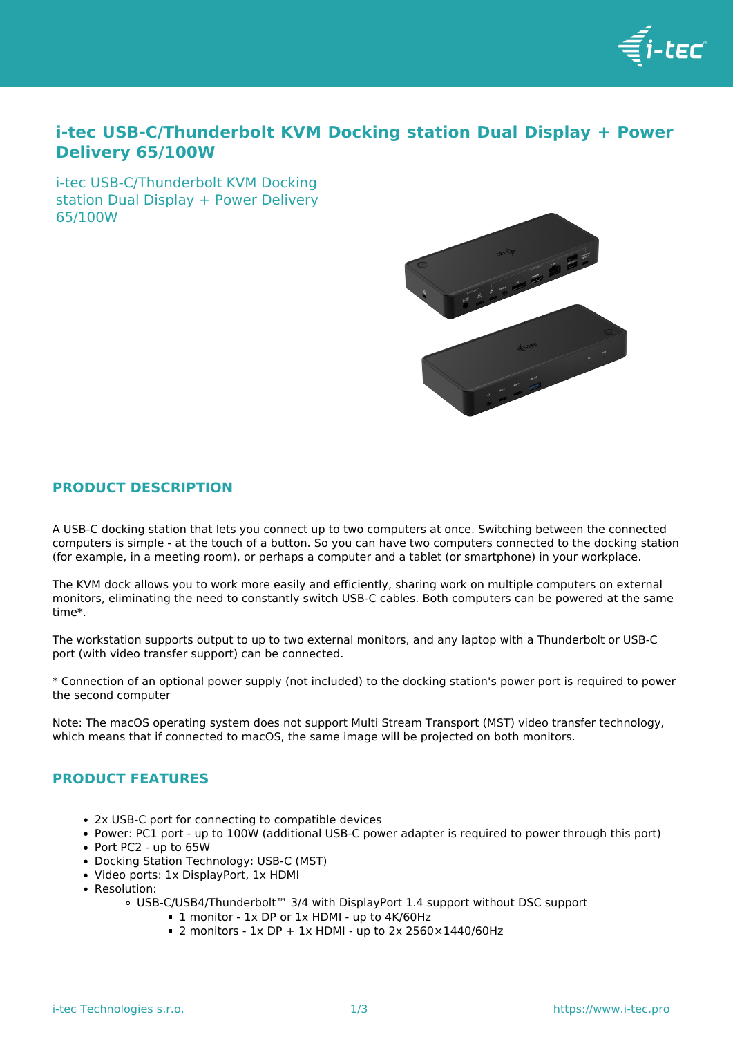# i-tec USB-C/Thunderbolt KVM Docking station Dual Display + Power Delivery 65/100W

i-tec USB-C/Thunderbolt KVM Docking station Dual Display + Power Delivery 65/100W

## PRODUCT DESCRIPTION

A USB-C docking station that lets you connect up to two computers at once. Switching between the connected computers is simple - at the touch of a button. So you can have two computers connected to the docking station (for example, in a meeting room), or perhaps a computer and a tablet (or smartphone) in your workplace.

The KVM dock allows you to work more easily and efficiently, sharing work on multiple computers on external monitors, eliminating the need to constantly switch USB-C cables. Both computers can be powered at the same time*.

The workstation supports output to up to two external monitors, and any laptop with a Thunderbolt or USB-C port (with video transfer support) can be connected.

* Connection of an optional power supply (not included) to the docking station's power port is required to power the second computer

Note: The macOS operating system does not support Multi Stream Transport (MST) video transfer technology, which means that if connected to macOS, the same image will be projected on both monitors.

## PRODUCT FEATURES

- 2x USB-C port for connecting to compatible devices
- Power: PC1 port - up to 100W (additional USB-C power adapter is required to power through this port)
- Port PC2 - up to 65W
- Docking Station Technology: USB-C (MST)
- Video ports: 1x DisplayPort, 1x HDMI
- Resolution:
  - USB-C/USB4/Thunderbolt™ 3/4 with DisplayPort 1.4 support without DSC support
    - 1 monitor - 1x DP or 1x HDMI - up to 4K/60Hz
    - 2 monitors - 1x DP + 1x HDMI - up to 2x 2560×1440/60Hz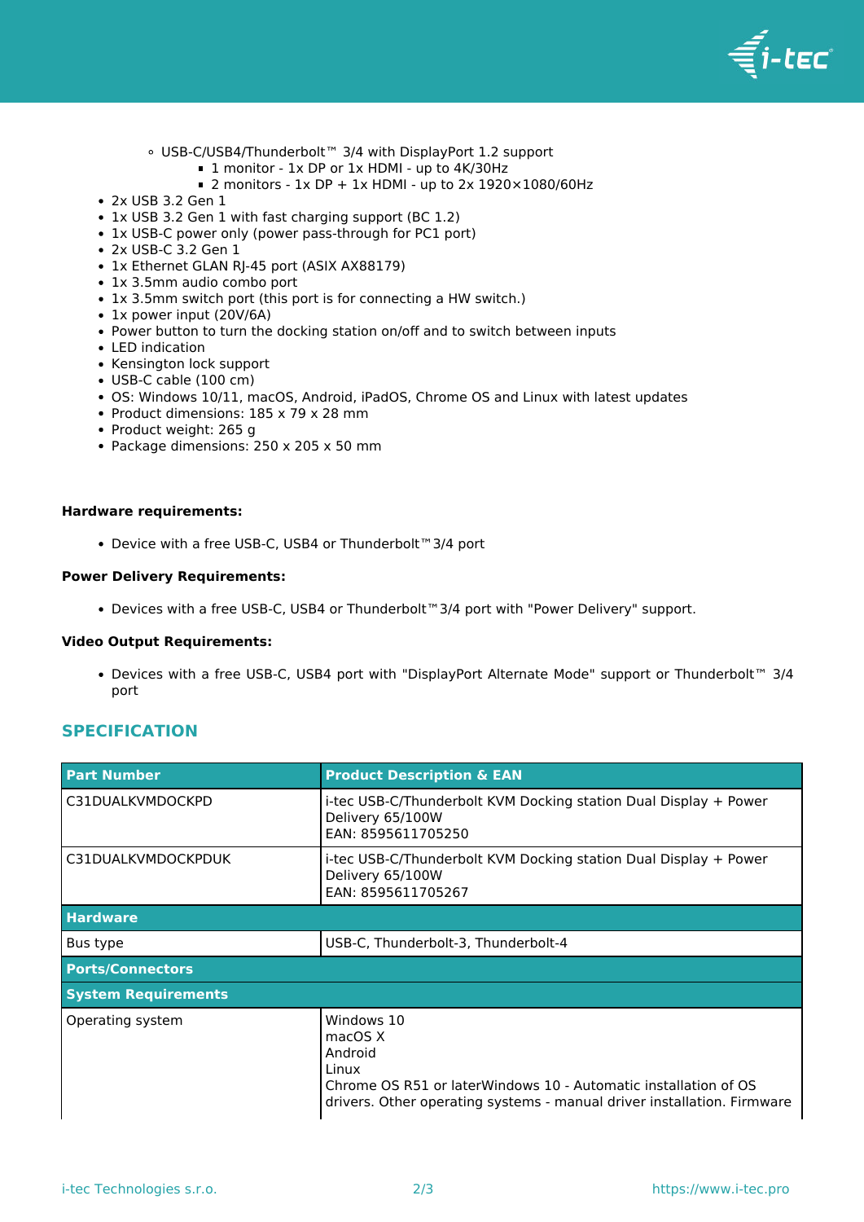- USB-C/USB4/Thunderbolt™ 3/4 with DisplayPort 1.2 support
    - 1 monitor - 1x DP or 1x HDMI - up to 4K/30Hz
    - 2 monitors - 1x DP + 1x HDMI - up to 2x 1920×1080/60Hz
- 2x USB 3.2 Gen 1
- 1x USB 3.2 Gen 1 with fast charging support (BC 1.2)
- 1x USB-C power only (power pass-through for PC1 port)
- 2x USB-C 3.2 Gen 1
- 1x Ethernet GLAN RJ-45 port (ASIX AX88179)
- 1x 3.5mm audio combo port
- 1x 3.5mm switch port (this port is for connecting a HW switch.)
- 1x power input (20V/6A)
- Power button to turn the docking station on/off and to switch between inputs
- LED indication
- Kensington lock support
- USB-C cable (100 cm)
- OS: Windows 10/11, macOS, Android, iPadOS, Chrome OS and Linux with latest updates
- Product dimensions: 185 x 79 x 28 mm
- Product weight: 265 g
- Package dimensions: 250 x 205 x 50 mm

**Hardware requirements:**

- Device with a free USB-C, USB4 or Thunderbolt™ 3/4 port

**Power Delivery Requirements:**

- Devices with a free USB-C, USB4 or Thunderbolt™ 3/4 port with "Power Delivery" support.

**Video Output Requirements:**

- Devices with a free USB-C, USB4 port with "DisplayPort Alternate Mode" support or Thunderbolt™ 3/4 port

## SPECIFICATION

| Part Number | Product Description & EAN |
| --- | --- |
| C31DUALKVMDOCKPD | i-tec USB-C/Thunderbolt KVM Docking station Dual Display + Power Delivery 65/100W<br>EAN: 8595611705250 |
| C31DUALKVMDOCKPDUK | i-tec USB-C/Thunderbolt KVM Docking station Dual Display + Power Delivery 65/100W<br>EAN: 8595611705267 |
| **Hardware** | |
| Bus type | USB-C, Thunderbolt-3, Thunderbolt-4 |
| **Ports/Connectors** | |
| **System Requirements** | |
| Operating system | Windows 10<br>macOS X<br>Android<br>Linux<br>Chrome OS R51 or laterWindows 10 - Automatic installation of OS drivers. Other operating systems - manual driver installation. Firmware |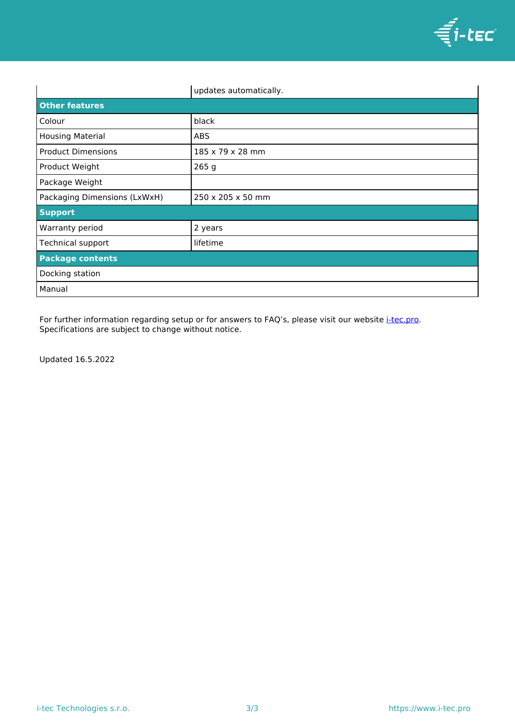| | |
|---|---|
| | updates automatically. |
| **Other features** | |
| Colour | black |
| Housing Material | ABS |
| Product Dimensions | 185 x 79 x 28 mm |
| Product Weight | 265 g |
| Package Weight | |
| Packaging Dimensions (LxWxH) | 250 x 205 x 50 mm |
| **Support** | |
| Warranty period | 2 years |
| Technical support | lifetime |
| **Package contents** | |
| Docking station | |
| Manual | |

For further information regarding setup or for answers to FAQ's, please visit our website [i-tec.pro](https://i-tec.pro).
Specifications are subject to change without notice.

Updated 16.5.2022